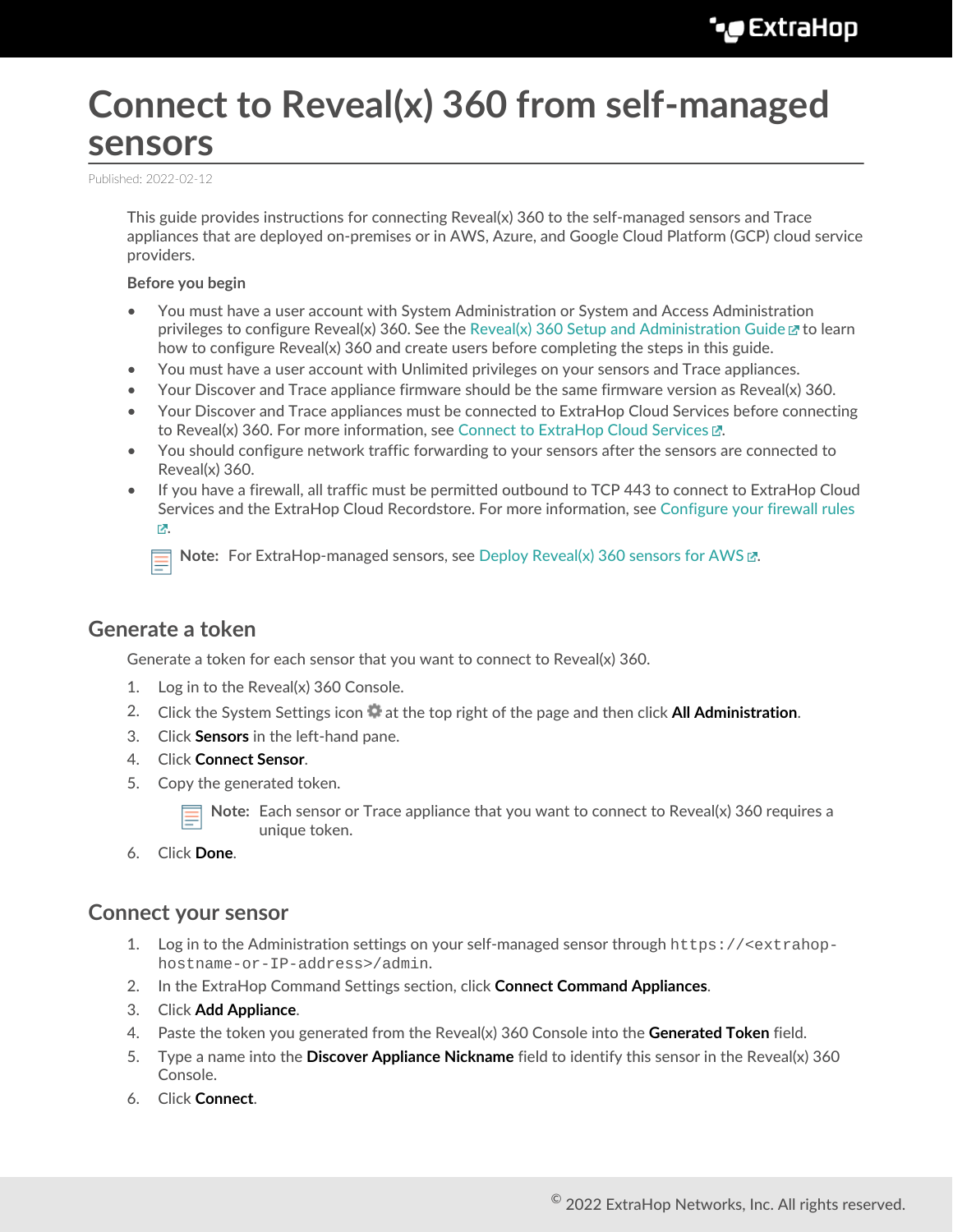# Connect to Reveal(x) 360 from self-managed sensors

Published: 2022-02-12

This guide provides instructions for connecting Reveal(x) 360 to the self-managed sensors and Trace appliances that are deployed on-premises or in AWS, Azure, and Google Cloud Platform (GCP) cloud service providers.

**Before you begin**

- You must have a user account with System Administration or System and Access Administration privileges to configure Reveal(x) 360. See the Reveal(x) 360 Setup and Administration Guide to learn how to configure Reveal(x) 360 and create users before completing the steps in this guide.
- You must have a user account with Unlimited privileges on your sensors and Trace appliances.
- Your Discover and Trace appliance firmware should be the same firmware version as Reveal(x) 360.
- Your Discover and Trace appliances must be connected to ExtraHop Cloud Services before connecting to Reveal(x) 360. For more information, see Connect to ExtraHop Cloud Services.
- You should configure network traffic forwarding to your sensors after the sensors are connected to Reveal(x) 360.
- If you have a firewall, all traffic must be permitted outbound to TCP 443 to connect to ExtraHop Cloud Services and the ExtraHop Cloud Recordstore. For more information, see Configure your firewall rules.

**Note:** For ExtraHop-managed sensors, see Deploy Reveal(x) 360 sensors for AWS.

## Generate a token

Generate a token for each sensor that you want to connect to Reveal(x) 360.

1. Log in to the Reveal(x) 360 Console.
2. Click the System Settings icon at the top right of the page and then click **All Administration**.
3. Click **Sensors** in the left-hand pane.
4. Click **Connect Sensor**.
5. Copy the generated token.

   **Note:** Each sensor or Trace appliance that you want to connect to Reveal(x) 360 requires a unique token.

6. Click **Done**.

## Connect your sensor

1. Log in to the Administration settings on your self-managed sensor through `https://<extrahop-hostname-or-IP-address>/admin`.
2. In the ExtraHop Command Settings section, click **Connect Command Appliances**.
3. Click **Add Appliance**.
4. Paste the token you generated from the Reveal(x) 360 Console into the **Generated Token** field.
5. Type a name into the **Discover Appliance Nickname** field to identify this sensor in the Reveal(x) 360 Console.
6. Click **Connect**.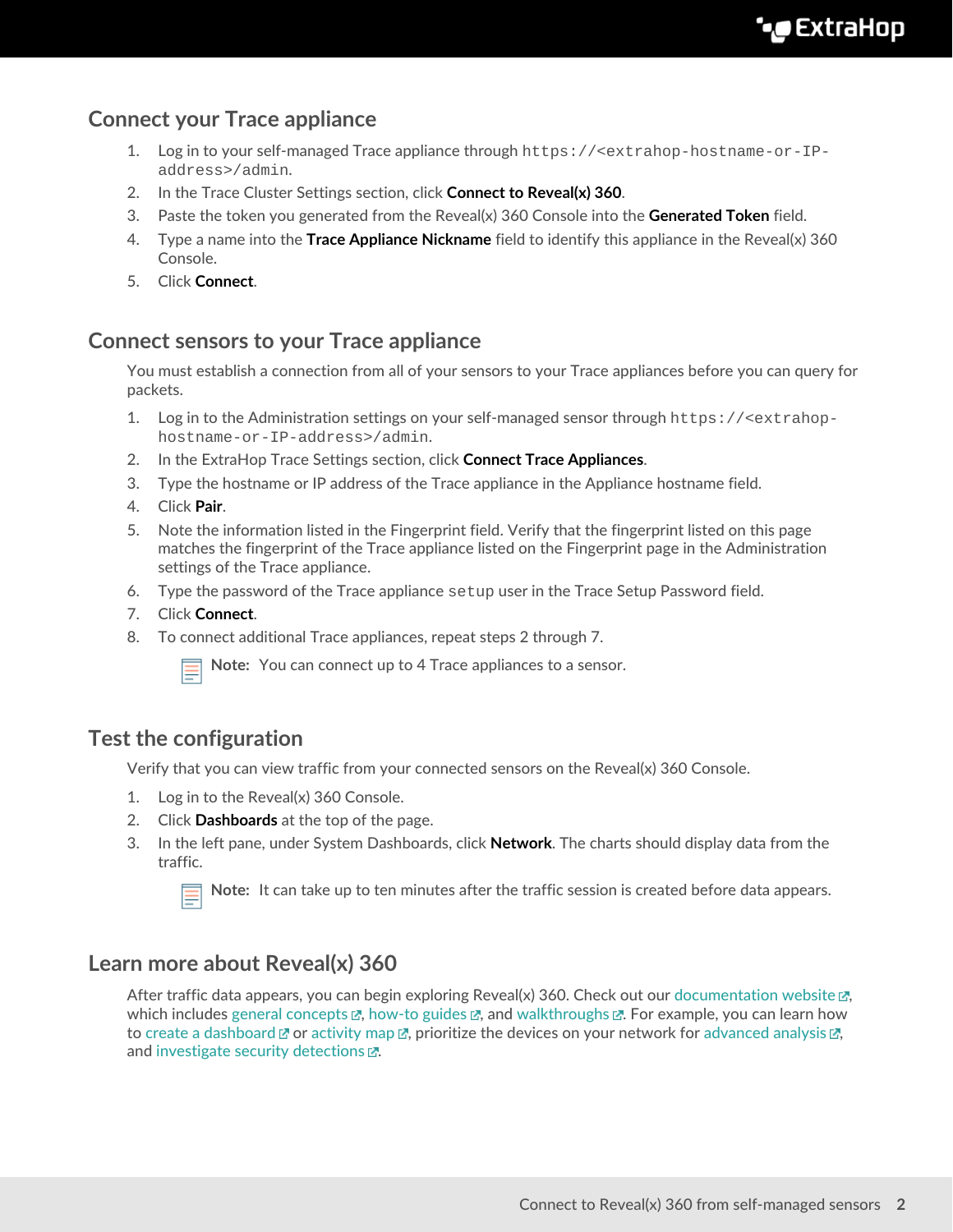## Connect your Trace appliance

1. Log in to your self-managed Trace appliance through `https://<extrahop-hostname-or-IP-address>/admin`.
2. In the Trace Cluster Settings section, click **Connect to Reveal(x) 360**.
3. Paste the token you generated from the Reveal(x) 360 Console into the **Generated Token** field.
4. Type a name into the **Trace Appliance Nickname** field to identify this appliance in the Reveal(x) 360 Console.
5. Click **Connect**.

## Connect sensors to your Trace appliance

You must establish a connection from all of your sensors to your Trace appliances before you can query for packets.

1. Log in to the Administration settings on your self-managed sensor through `https://<extrahop-hostname-or-IP-address>/admin`.
2. In the ExtraHop Trace Settings section, click **Connect Trace Appliances**.
3. Type the hostname or IP address of the Trace appliance in the Appliance hostname field.
4. Click **Pair**.
5. Note the information listed in the Fingerprint field. Verify that the fingerprint listed on this page matches the fingerprint of the Trace appliance listed on the Fingerprint page in the Administration settings of the Trace appliance.
6. Type the password of the Trace appliance `setup` user in the Trace Setup Password field.
7. Click **Connect**.
8. To connect additional Trace appliances, repeat steps 2 through 7.

   **Note:** You can connect up to 4 Trace appliances to a sensor.

## Test the configuration

Verify that you can view traffic from your connected sensors on the Reveal(x) 360 Console.

1. Log in to the Reveal(x) 360 Console.
2. Click **Dashboards** at the top of the page.
3. In the left pane, under System Dashboards, click **Network**. The charts should display data from the traffic.

   **Note:** It can take up to ten minutes after the traffic session is created before data appears.

## Learn more about Reveal(x) 360

After traffic data appears, you can begin exploring Reveal(x) 360. Check out our documentation website, which includes general concepts, how-to guides, and walkthroughs. For example, you can learn how to create a dashboard or activity map, prioritize the devices on your network for advanced analysis, and investigate security detections.